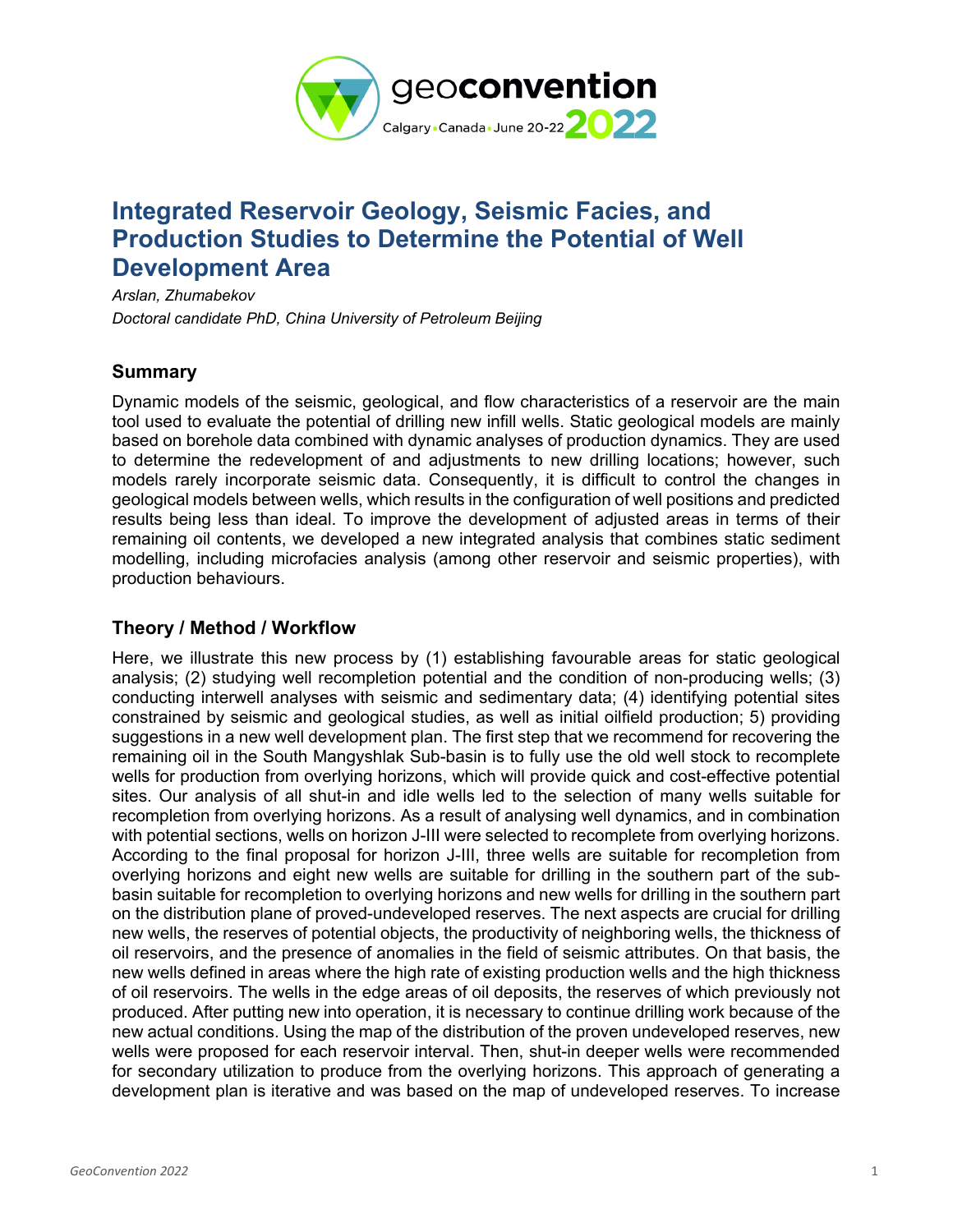# Integrated Reservoir Geology, Seismic Facies, and Production Studies to Determine the Potential of Well Development Area

*Arslan, Zhumabekov*

*Doctoral candidate PhD, China University of Petroleum Beijing*

## Summary

Dynamic models of the seismic, geological, and flow characteristics of a reservoir are the main tool used to evaluate the potential of drilling new infill wells. Static geological models are mainly based on borehole data combined with dynamic analyses of production dynamics. They are used to determine the redevelopment of and adjustments to new drilling locations; however, such models rarely incorporate seismic data. Consequently, it is difficult to control the changes in geological models between wells, which results in the configuration of well positions and predicted results being less than ideal. To improve the development of adjusted areas in terms of their remaining oil contents, we developed a new integrated analysis that combines static sediment modelling, including microfacies analysis (among other reservoir and seismic properties), with production behaviours.

## Theory / Method / Workflow

Here, we illustrate this new process by (1) establishing favourable areas for static geological analysis; (2) studying well recompletion potential and the condition of non-producing wells; (3) conducting interwell analyses with seismic and sedimentary data; (4) identifying potential sites constrained by seismic and geological studies, as well as initial oilfield production; 5) providing suggestions in a new well development plan. The first step that we recommend for recovering the remaining oil in the South Mangyshlak Sub-basin is to fully use the old well stock to recomplete wells for production from overlying horizons, which will provide quick and cost-effective potential sites. Our analysis of all shut-in and idle wells led to the selection of many wells suitable for recompletion from overlying horizons. As a result of analysing well dynamics, and in combination with potential sections, wells on horizon J-III were selected to recomplete from overlying horizons. According to the final proposal for horizon J-III, three wells are suitable for recompletion from overlying horizons and eight new wells are suitable for drilling in the southern part of the sub-basin suitable for recompletion to overlying horizons and new wells for drilling in the southern part on the distribution plane of proved-undeveloped reserves. The next aspects are crucial for drilling new wells, the reserves of potential objects, the productivity of neighboring wells, the thickness of oil reservoirs, and the presence of anomalies in the field of seismic attributes. On that basis, the new wells defined in areas where the high rate of existing production wells and the high thickness of oil reservoirs. The wells in the edge areas of oil deposits, the reserves of which previously not produced. After putting new into operation, it is necessary to continue drilling work because of the new actual conditions. Using the map of the distribution of the proven undeveloped reserves, new wells were proposed for each reservoir interval. Then, shut-in deeper wells were recommended for secondary utilization to produce from the overlying horizons. This approach of generating a development plan is iterative and was based on the map of undeveloped reserves. To increase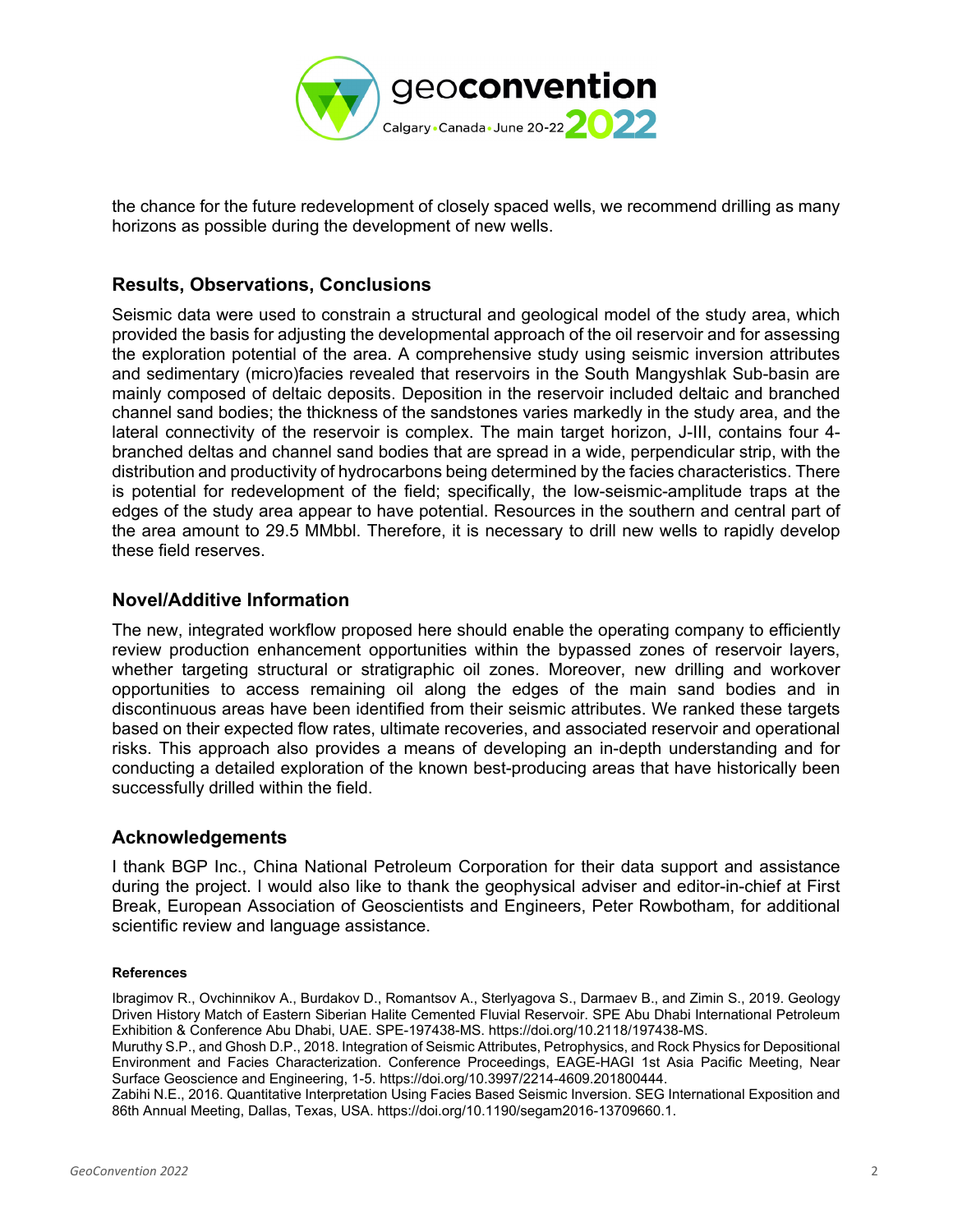the chance for the future redevelopment of closely spaced wells, we recommend drilling as many horizons as possible during the development of new wells.

## Results, Observations, Conclusions

Seismic data were used to constrain a structural and geological model of the study area, which provided the basis for adjusting the developmental approach of the oil reservoir and for assessing the exploration potential of the area. A comprehensive study using seismic inversion attributes and sedimentary (micro)facies revealed that reservoirs in the South Mangyshlak Sub-basin are mainly composed of deltaic deposits. Deposition in the reservoir included deltaic and branched channel sand bodies; the thickness of the sandstones varies markedly in the study area, and the lateral connectivity of the reservoir is complex. The main target horizon, J-III, contains four 4-branched deltas and channel sand bodies that are spread in a wide, perpendicular strip, with the distribution and productivity of hydrocarbons being determined by the facies characteristics. There is potential for redevelopment of the field; specifically, the low-seismic-amplitude traps at the edges of the study area appear to have potential. Resources in the southern and central part of the area amount to 29.5 MMbbl. Therefore, it is necessary to drill new wells to rapidly develop these field reserves.

## Novel/Additive Information

The new, integrated workflow proposed here should enable the operating company to efficiently review production enhancement opportunities within the bypassed zones of reservoir layers, whether targeting structural or stratigraphic oil zones. Moreover, new drilling and workover opportunities to access remaining oil along the edges of the main sand bodies and in discontinuous areas have been identified from their seismic attributes. We ranked these targets based on their expected flow rates, ultimate recoveries, and associated reservoir and operational risks. This approach also provides a means of developing an in-depth understanding and for conducting a detailed exploration of the known best-producing areas that have historically been successfully drilled within the field.

## Acknowledgements

I thank BGP Inc., China National Petroleum Corporation for their data support and assistance during the project. I would also like to thank the geophysical adviser and editor-in-chief at First Break, European Association of Geoscientists and Engineers, Peter Rowbotham, for additional scientific review and language assistance.

#### References

Ibragimov R., Ovchinnikov A., Burdakov D., Romantsov A., Sterlyagova S., Darmaev B., and Zimin S., 2019. Geology Driven History Match of Eastern Siberian Halite Cemented Fluvial Reservoir. SPE Abu Dhabi International Petroleum Exhibition & Conference Abu Dhabi, UAE. SPE-197438-MS. https://doi.org/10.2118/197438-MS.

Muruthy S.P., and Ghosh D.P., 2018. Integration of Seismic Attributes, Petrophysics, and Rock Physics for Depositional Environment and Facies Characterization. Conference Proceedings, EAGE-HAGI 1st Asia Pacific Meeting, Near Surface Geoscience and Engineering, 1-5. https://doi.org/10.3997/2214-4609.201800444.

Zabihi N.E., 2016. Quantitative Interpretation Using Facies Based Seismic Inversion. SEG International Exposition and 86th Annual Meeting, Dallas, Texas, USA. https://doi.org/10.1190/segam2016-13709660.1.